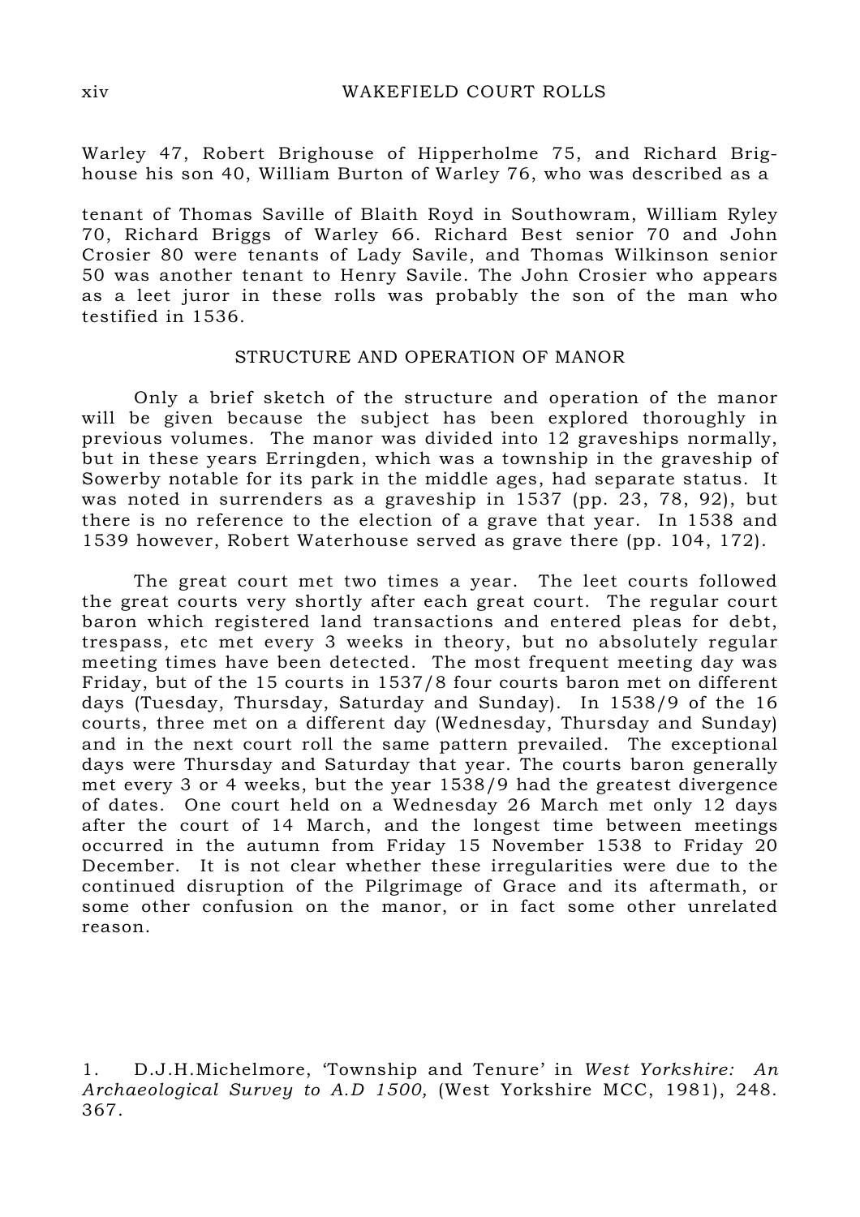Warley 47, Robert Brighouse of Hipperholme 75, and Richard Brighouse his son 40, William Burton of Warley 76, who was described as a

tenant of Thomas Saville of Blaith Royd in Southowram, William Ryley 70, Richard Briggs of Warley 66. Richard Best senior 70 and John Crosier 80 were tenants of Lady Savile, and Thomas Wilkinson senior 50 was another tenant to Henry Savile. The John Crosier who appears as a leet juror in these rolls was probably the son of the man who testified in 1536.

## STRUCTURE AND OPERATION OF MANOR

Only a brief sketch of the structure and operation of the manor will be given because the subject has been explored thoroughly in previous volumes. The manor was divided into 12 graveships normally, but in these years Erringden, which was a township in the graveship of Sowerby notable for its park in the middle ages, had separate status. It was noted in surrenders as a graveship in 1537 (pp. 23, 78, 92), but there is no reference to the election of a grave that year. In 1538 and 1539 however, Robert Waterhouse served as grave there (pp. 104, 172).

The great court met two times a year. The leet courts followed the great courts very shortly after each great court. The regular court baron which registered land transactions and entered pleas for debt, trespass, etc met every 3 weeks in theory, but no absolutely regular meeting times have been detected. The most frequent meeting day was Friday, but of the 15 courts in 1537/8 four courts baron met on different days (Tuesday, Thursday, Saturday and Sunday). In 1538/9 of the 16 courts, three met on a different day (Wednesday, Thursday and Sunday) and in the next court roll the same pattern prevailed. The exceptional days were Thursday and Saturday that year. The courts baron generally met every 3 or 4 weeks, but the year 1538/9 had the greatest divergence of dates. One court held on a Wednesday 26 March met only 12 days after the court of 14 March, and the longest time between meetings occurred in the autumn from Friday 15 November 1538 to Friday 20 December. It is not clear whether these irregularities were due to the continued disruption of the Pilgrimage of Grace and its aftermath, or some other confusion on the manor, or in fact some other unrelated reason.

1. D.J.H.Michelmore, 'Township and Tenure' in *West Yorkshire: An Archaeological Survey to A.D 1500,* (West Yorkshire MCC, 1981), 248. 367.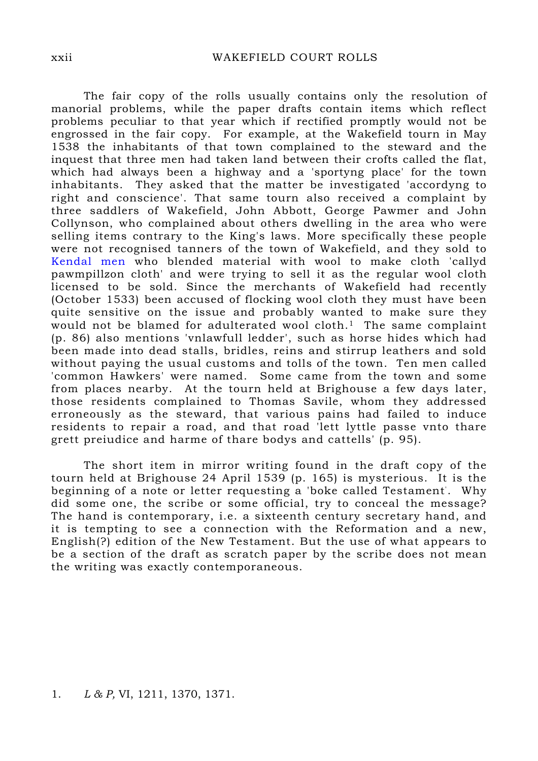The fair copy of the rolls usually contains only the resolution of manorial problems, while the paper drafts contain items which reflect problems peculiar to that year which if rectified promptly would not be engrossed in the fair copy. For example, at the Wakefield tourn in May 1538 the inhabitants of that town complained to the steward and the inquest that three men had taken land between their crofts called the flat, which had always been a highway and a 'sportyng place' for the town inhabitants. They asked that the matter be investigated 'accordyng to right and conscience'. That same tourn also received a complaint by three saddlers of Wakefield, John Abbott, George Pawmer and John Collynson, who complained about others dwelling in the area who were selling items contrary to the King's laws. More specifically these people were not recognised tanners of the town of Wakefield, and they sold to Kendal men who blended material with wool to make cloth 'callyd pawmpillzon cloth' and were trying to sell it as the regular wool cloth licensed to be sold. Since the merchants of Wakefield had recently (October 1533) been accused of flocking wool cloth they must have been quite sensitive on the issue and probably wanted to make sure they would not be blamed for adulterated wool cloth.[1] The same complaint (p. 86) also mentions 'vnlawfull ledder', such as horse hides which had been made into dead stalls, bridles, reins and stirrup leathers and sold without paying the usual customs and tolls of the town. Ten men called 'common Hawkers' were named. Some came from the town and some from places nearby. At the tourn held at Brighouse a few days later, those residents complained to Thomas Savile, whom they addressed erroneously as the steward, that various pains had failed to induce residents to repair a road, and that road 'lett lyttle passe vnto thare grett preiudice and harme of thare bodys and cattells' (p. 95).

The short item in mirror writing found in the draft copy of the tourn held at Brighouse 24 April 1539 (p. 165) is mysterious. It is the beginning of a note or letter requesting a 'boke called Testament'. Why did some one, the scribe or some official, try to conceal the message? The hand is contemporary, i.e. a sixteenth century secretary hand, and it is tempting to see a connection with the Reformation and a new, English(?) edition of the New Testament. But the use of what appears to be a section of the draft as scratch paper by the scribe does not mean the writing was exactly contemporaneous.

1. *L & P,* VI, 1211, 1370, 1371.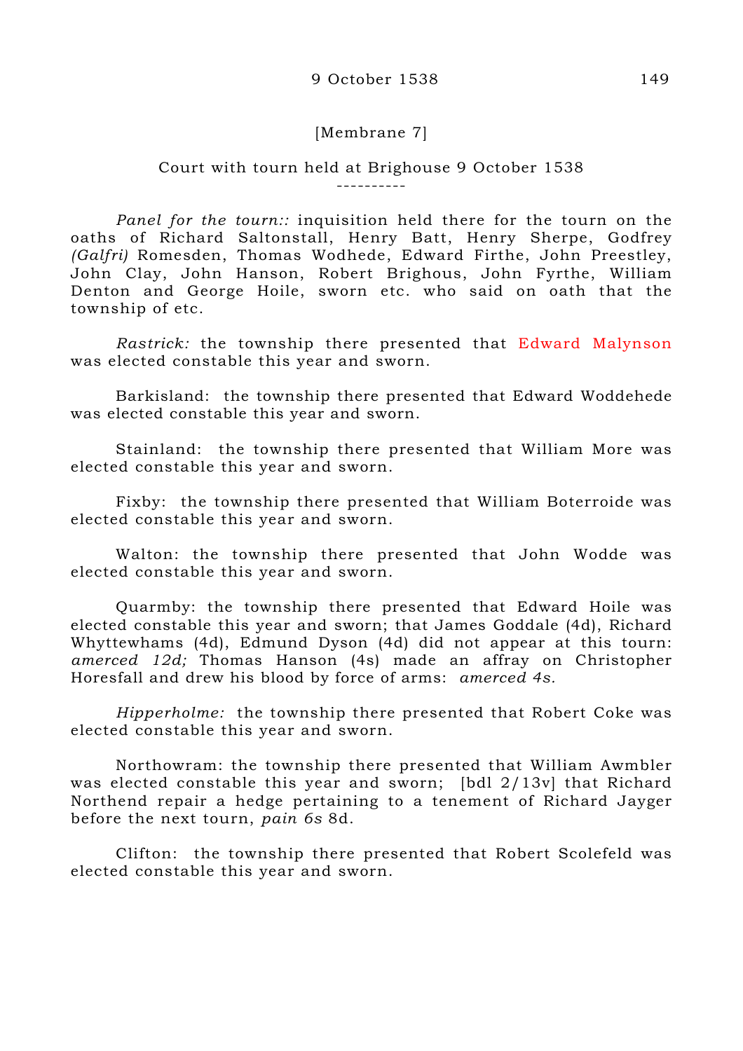[Membrane 7]

Court with tourn held at Brighouse 9 October 1538

----------

*Panel for the tourn::* inquisition held there for the tourn on the oaths of Richard Saltonstall, Henry Batt, Henry Sherpe, Godfrey *(Galfri)* Romesden, Thomas Wodhede, Edward Firthe, John Preestley, John Clay, John Hanson, Robert Brighous, John Fyrthe, William Denton and George Hoile, sworn etc. who said on oath that the township of etc.

*Rastrick:* the township there presented that Edward Malynson was elected constable this year and sworn.

Barkisland: the township there presented that Edward Woddehede was elected constable this year and sworn.

Stainland: the township there presented that William More was elected constable this year and sworn.

Fixby: the township there presented that William Boterroide was elected constable this year and sworn.

Walton: the township there presented that John Wodde was elected constable this year and sworn.

Quarmby: the township there presented that Edward Hoile was elected constable this year and sworn; that James Goddale (4d), Richard Whyttewhams (4d), Edmund Dyson (4d) did not appear at this tourn: *amerced 12d;* Thomas Hanson (4s) made an affray on Christopher Horesfall and drew his blood by force of arms: *amerced 4s.*

*Hipperholme:* the township there presented that Robert Coke was elected constable this year and sworn.

Northowram: the township there presented that William Awmbler was elected constable this year and sworn; [bdl 2/13v] that Richard Northend repair a hedge pertaining to a tenement of Richard Jayger before the next tourn, *pain 6s* 8d.

Clifton: the township there presented that Robert Scolefeld was elected constable this year and sworn.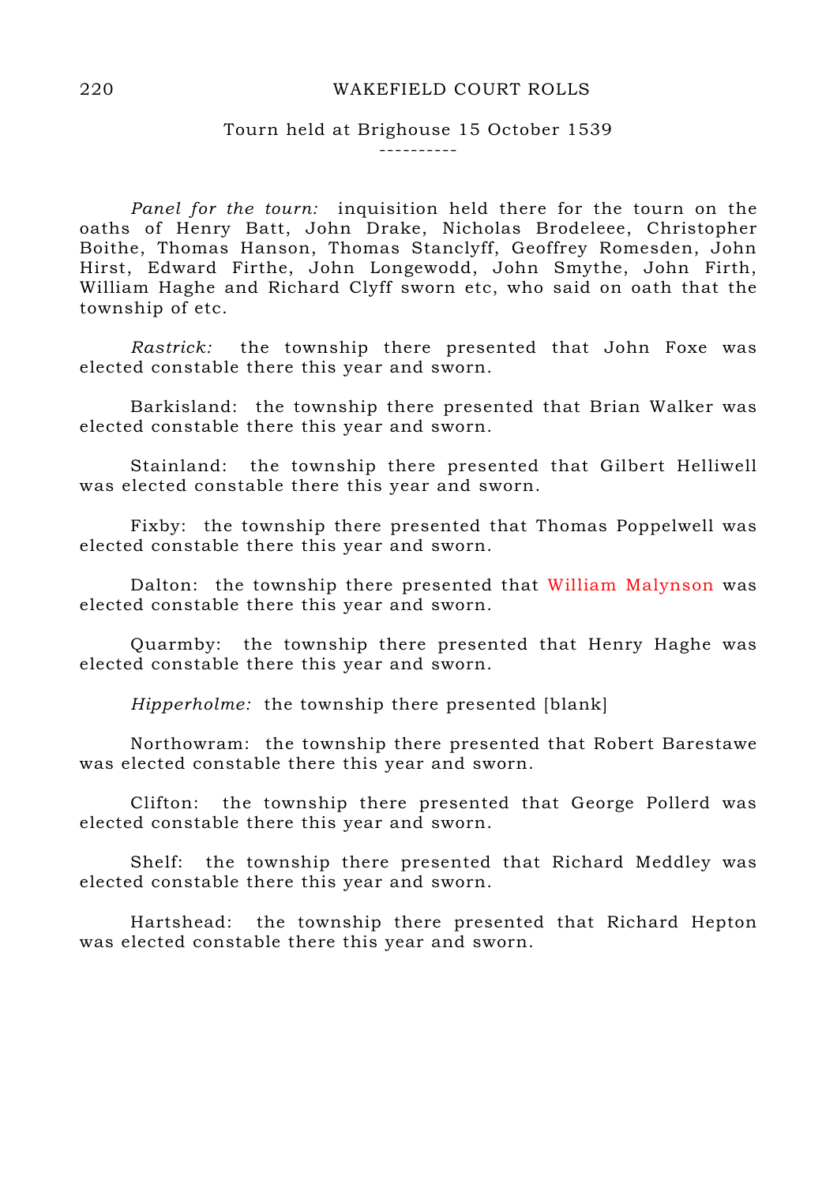## Tourn held at Brighouse 15 October 1539

----------

*Panel for the tourn:* inquisition held there for the tourn on the oaths of Henry Batt, John Drake, Nicholas Brodeleee, Christopher Boithe, Thomas Hanson, Thomas Stanclyff, Geoffrey Romesden, John Hirst, Edward Firthe, John Longewodd, John Smythe, John Firth, William Haghe and Richard Clyff sworn etc, who said on oath that the township of etc.

*Rastrick:* the township there presented that John Foxe was elected constable there this year and sworn.

Barkisland: the township there presented that Brian Walker was elected constable there this year and sworn.

Stainland: the township there presented that Gilbert Helliwell was elected constable there this year and sworn.

Fixby: the township there presented that Thomas Poppelwell was elected constable there this year and sworn.

Dalton: the township there presented that William Malynson was elected constable there this year and sworn.

Quarmby: the township there presented that Henry Haghe was elected constable there this year and sworn.

*Hipperholme:* the township there presented [blank]

Northowram: the township there presented that Robert Barestawe was elected constable there this year and sworn.

Clifton: the township there presented that George Pollerd was elected constable there this year and sworn.

Shelf: the township there presented that Richard Meddley was elected constable there this year and sworn.

Hartshead: the township there presented that Richard Hepton was elected constable there this year and sworn.